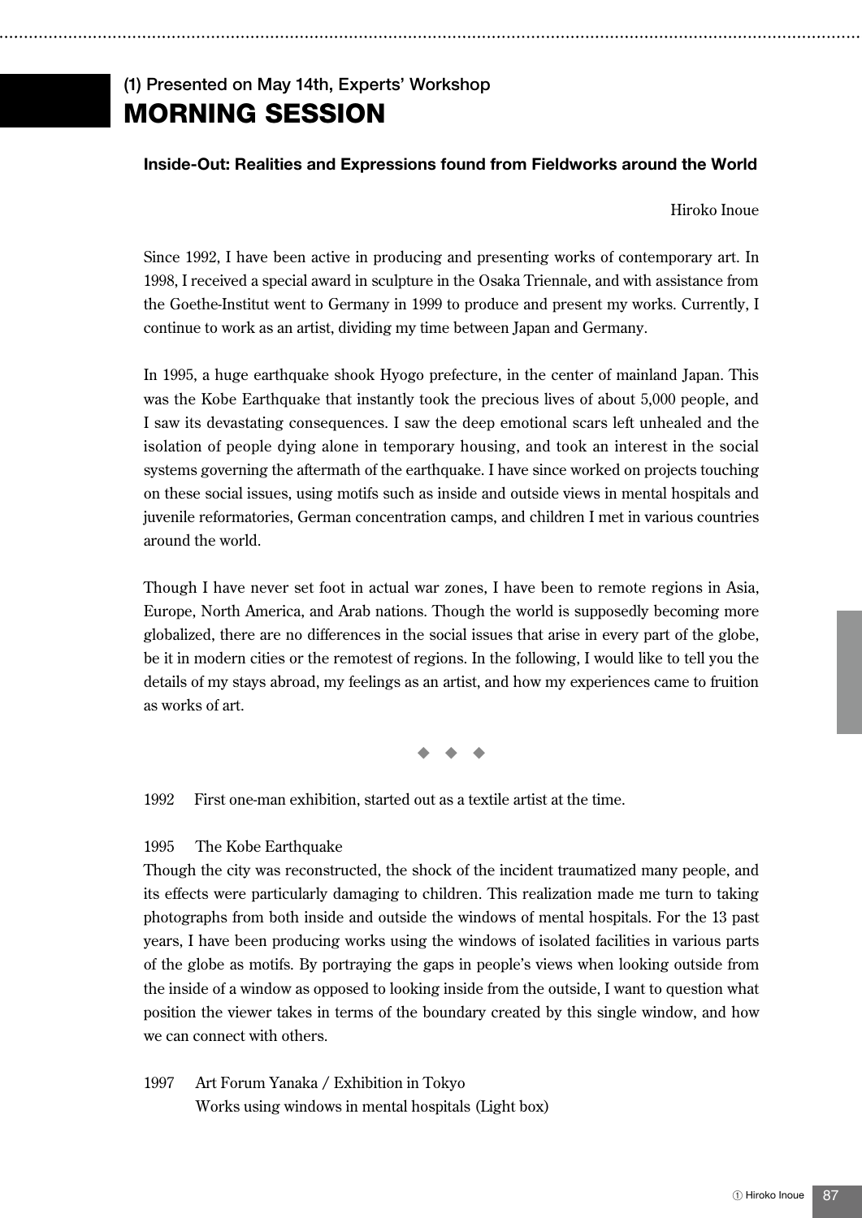(1) Presented on May 14th, Experts' Workshop

# MORNING SESSION

### Inside-Out: Realities and Expressions found from Fieldworks around the World

Hiroko Inoue

Since 1992, I have been active in producing and presenting works of contemporary art. In 1998, I received a special award in sculpture in the Osaka Triennale, and with assistance from the Goethe-Institut went to Germany in 1999 to produce and present my works. Currently, I continue to work as an artist, dividing my time between Japan and Germany.

In 1995, a huge earthquake shook Hyogo prefecture, in the center of mainland Japan. This was the Kobe Earthquake that instantly took the precious lives of about 5,000 people, and I saw its devastating consequences. I saw the deep emotional scars left unhealed and the isolation of people dying alone in temporary housing, and took an interest in the social systems governing the aftermath of the earthquake. I have since worked on projects touching on these social issues, using motifs such as inside and outside views in mental hospitals and juvenile reformatories, German concentration camps, and children I met in various countries around the world.

Though I have never set foot in actual war zones, I have been to remote regions in Asia, Europe, North America, and Arab nations. Though the world is supposedly becoming more globalized, there are no differences in the social issues that arise in every part of the globe, be it in modern cities or the remotest of regions. In the following, I would like to tell you the details of my stays abroad, my feelings as an artist, and how my experiences came to fruition as works of art.

◆ ◆ ◆

1992 First one-man exhibition, started out as a textile artist at the time.

1995 The Kobe Earthquake

Though the city was reconstructed, the shock of the incident traumatized many people, and its effects were particularly damaging to children. This realization made me turn to taking photographs from both inside and outside the windows of mental hospitals. For the 13 past years, I have been producing works using the windows of isolated facilities in various parts of the globe as motifs. By portraying the gaps in people's views when looking outside from the inside of a window as opposed to looking inside from the outside, I want to question what position the viewer takes in terms of the boundary created by this single window, and how we can connect with others.

1997 Art Forum Yanaka / Exhibition in Tokyo
Works using windows in mental hospitals (Light box)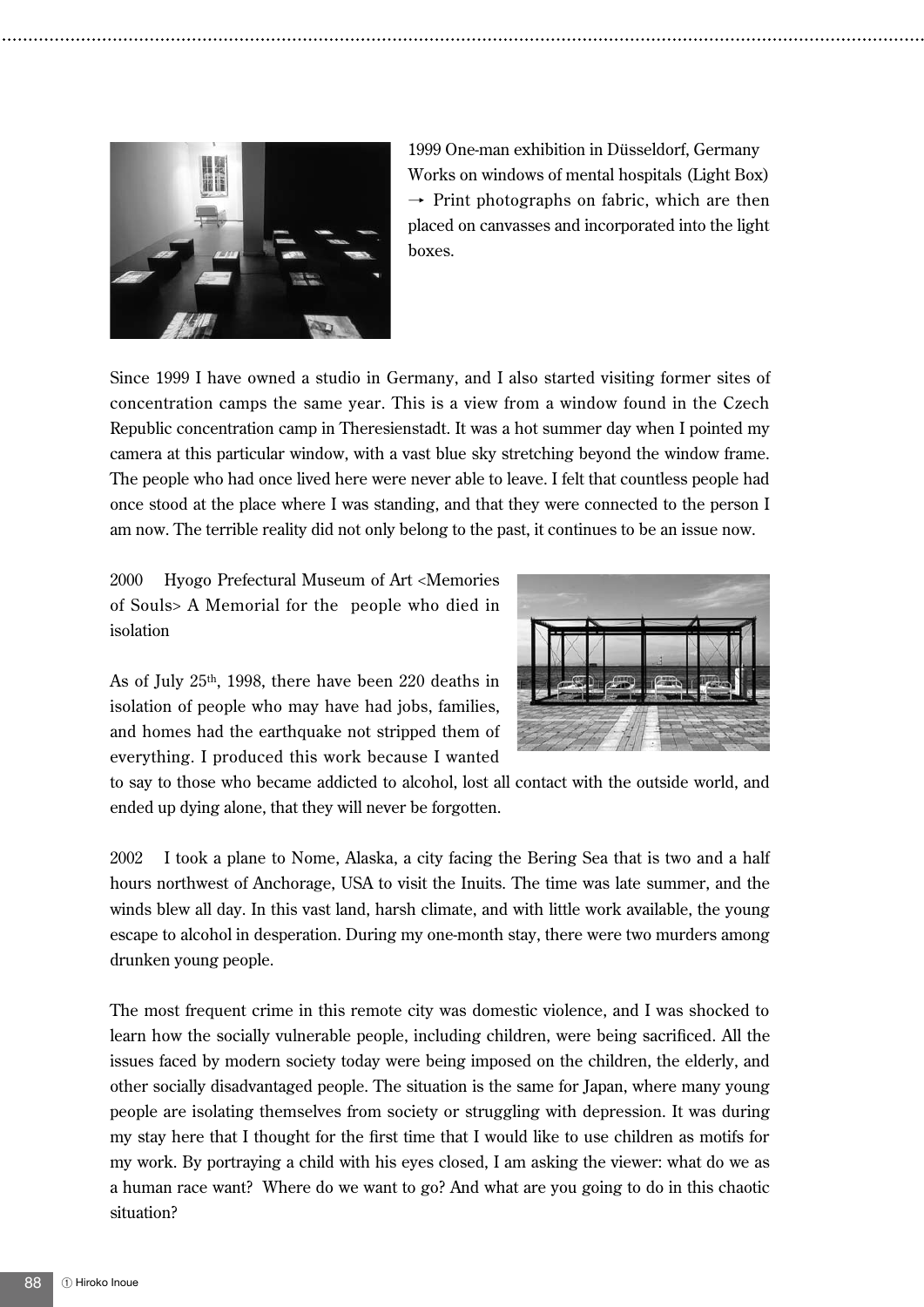1999 One-man exhibition in Düsseldorf, Germany
Works on windows of mental hospitals (Light Box)
→ Print photographs on fabric, which are then placed on canvasses and incorporated into the light boxes.

Since 1999 I have owned a studio in Germany, and I also started visiting former sites of concentration camps the same year. This is a view from a window found in the Czech Republic concentration camp in Theresienstadt. It was a hot summer day when I pointed my camera at this particular window, with a vast blue sky stretching beyond the window frame. The people who had once lived here were never able to leave. I felt that countless people had once stood at the place where I was standing, and that they were connected to the person I am now. The terrible reality did not only belong to the past, it continues to be an issue now.

2000 Hyogo Prefectural Museum of Art <Memories of Souls> A Memorial for the people who died in isolation

As of July 25th, 1998, there have been 220 deaths in isolation of people who may have had jobs, families, and homes had the earthquake not stripped them of everything. I produced this work because I wanted to say to those who became addicted to alcohol, lost all contact with the outside world, and ended up dying alone, that they will never be forgotten.

2002 I took a plane to Nome, Alaska, a city facing the Bering Sea that is two and a half hours northwest of Anchorage, USA to visit the Inuits. The time was late summer, and the winds blew all day. In this vast land, harsh climate, and with little work available, the young escape to alcohol in desperation. During my one-month stay, there were two murders among drunken young people.

The most frequent crime in this remote city was domestic violence, and I was shocked to learn how the socially vulnerable people, including children, were being sacrificed. All the issues faced by modern society today were being imposed on the children, the elderly, and other socially disadvantaged people. The situation is the same for Japan, where many young people are isolating themselves from society or struggling with depression. It was during my stay here that I thought for the first time that I would like to use children as motifs for my work. By portraying a child with his eyes closed, I am asking the viewer: what do we as a human race want? Where do we want to go? And what are you going to do in this chaotic situation?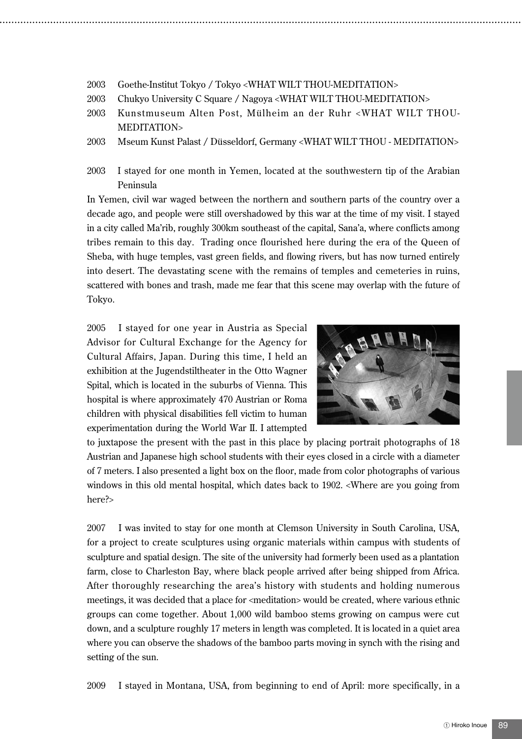2003 Goethe-Institut Tokyo / Tokyo <WHAT WILT THOU-MEDITATION>

2003 Chukyo University C Square / Nagoya <WHAT WILT THOU-MEDITATION>

2003 Kunstmuseum Alten Post, Mülheim an der Ruhr <WHAT WILT THOU-MEDITATION>

2003 Mseum Kunst Palast / Düsseldorf, Germany <WHAT WILT THOU - MEDITATION>

2003 I stayed for one month in Yemen, located at the southwestern tip of the Arabian Peninsula

In Yemen, civil war waged between the northern and southern parts of the country over a decade ago, and people were still overshadowed by this war at the time of my visit. I stayed in a city called Ma'rib, roughly 300km southeast of the capital, Sana'a, where conflicts among tribes remain to this day. Trading once flourished here during the era of the Queen of Sheba, with huge temples, vast green fields, and flowing rivers, but has now turned entirely into desert. The devastating scene with the remains of temples and cemeteries in ruins, scattered with bones and trash, made me fear that this scene may overlap with the future of Tokyo.

2005 I stayed for one year in Austria as Special Advisor for Cultural Exchange for the Agency for Cultural Affairs, Japan. During this time, I held an exhibition at the Jugendstiltheater in the Otto Wagner Spital, which is located in the suburbs of Vienna. This hospital is where approximately 470 Austrian or Roma children with physical disabilities fell victim to human experimentation during the World War II. I attempted to juxtapose the present with the past in this place by placing portrait photographs of 18 Austrian and Japanese high school students with their eyes closed in a circle with a diameter of 7 meters. I also presented a light box on the floor, made from color photographs of various windows in this old mental hospital, which dates back to 1902. <Where are you going from here?>

2007 I was invited to stay for one month at Clemson University in South Carolina, USA, for a project to create sculptures using organic materials within campus with students of sculpture and spatial design. The site of the university had formerly been used as a plantation farm, close to Charleston Bay, where black people arrived after being shipped from Africa. After thoroughly researching the area's history with students and holding numerous meetings, it was decided that a place for <meditation> would be created, where various ethnic groups can come together. About 1,000 wild bamboo stems growing on campus were cut down, and a sculpture roughly 17 meters in length was completed. It is located in a quiet area where you can observe the shadows of the bamboo parts moving in synch with the rising and setting of the sun.

2009 I stayed in Montana, USA, from beginning to end of April: more specifically, in a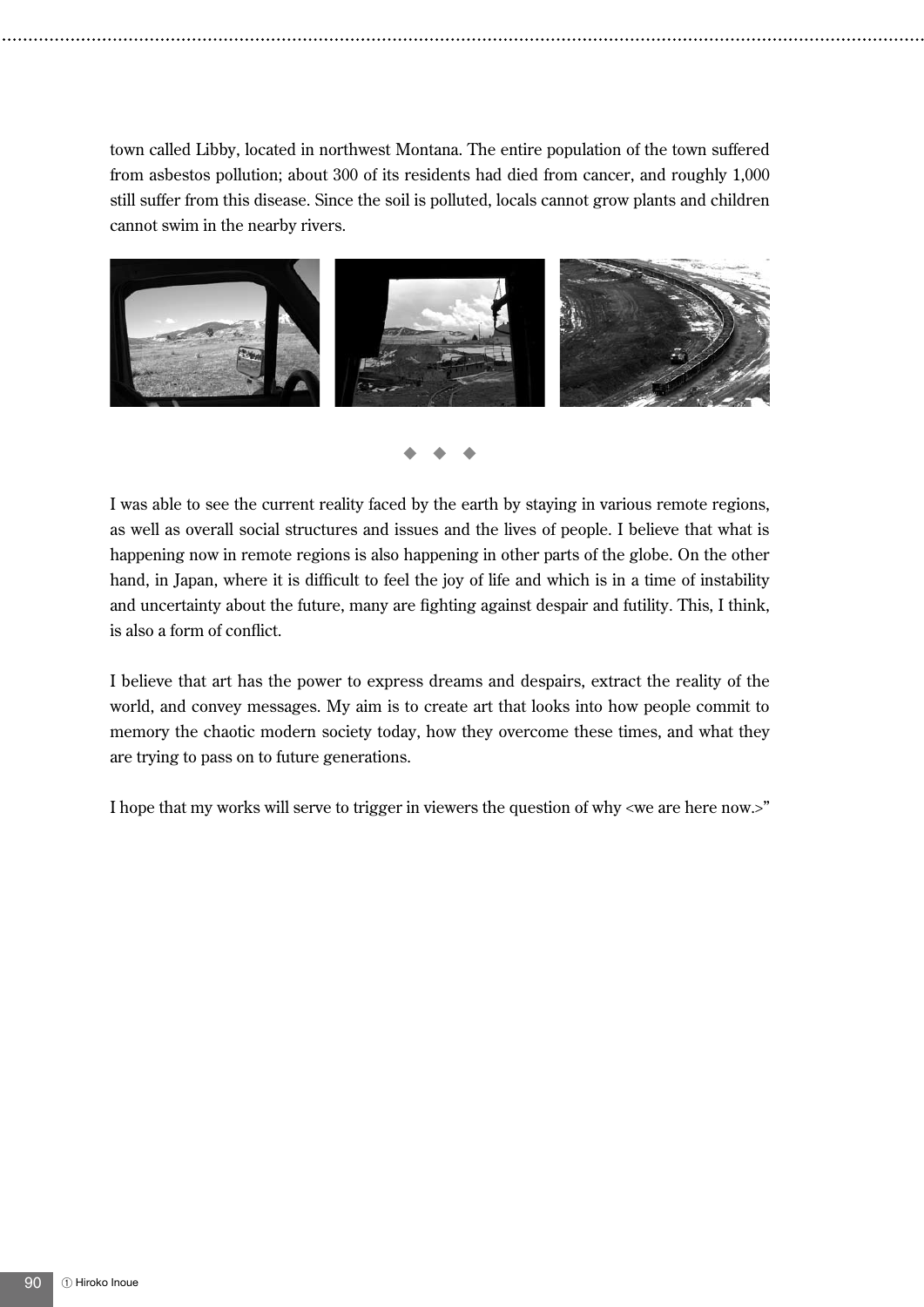town called Libby, located in northwest Montana. The entire population of the town suffered from asbestos pollution; about 300 of its residents had died from cancer, and roughly 1,000 still suffer from this disease. Since the soil is polluted, locals cannot grow plants and children cannot swim in the nearby rivers.

◆ ◆ ◆

I was able to see the current reality faced by the earth by staying in various remote regions, as well as overall social structures and issues and the lives of people. I believe that what is happening now in remote regions is also happening in other parts of the globe. On the other hand, in Japan, where it is difficult to feel the joy of life and which is in a time of instability and uncertainty about the future, many are fighting against despair and futility. This, I think, is also a form of conflict.

I believe that art has the power to express dreams and despairs, extract the reality of the world, and convey messages. My aim is to create art that looks into how people commit to memory the chaotic modern society today, how they overcome these times, and what they are trying to pass on to future generations.

I hope that my works will serve to trigger in viewers the question of why <we are here now.>"